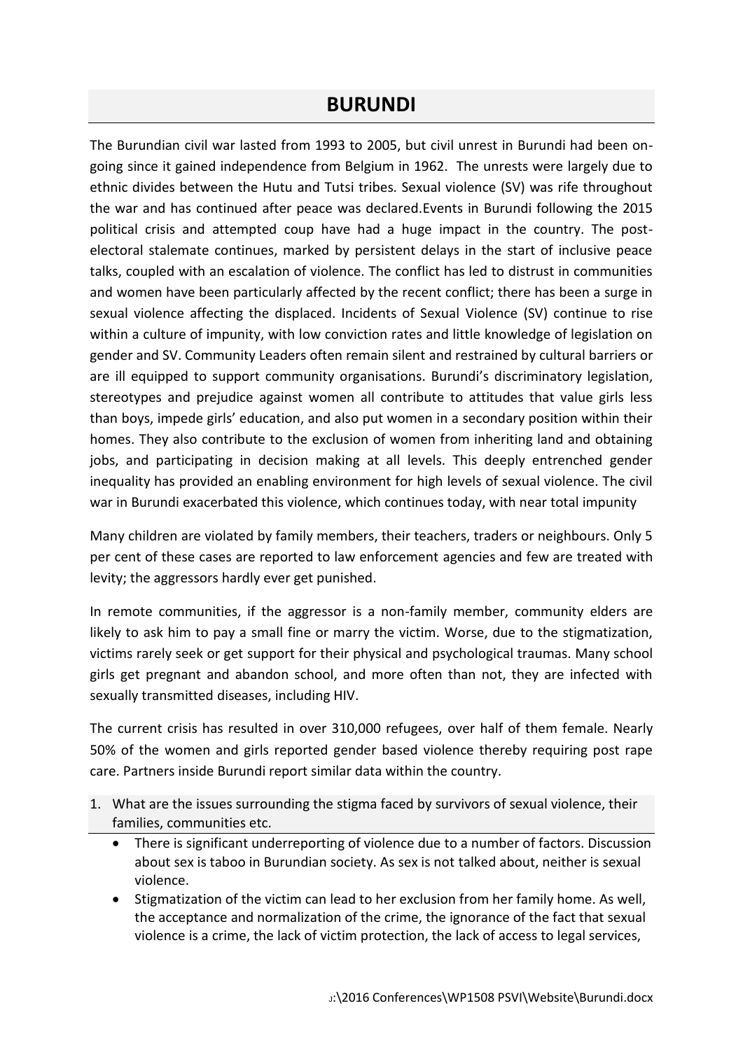# BURUNDI

The Burundian civil war lasted from 1993 to 2005, but civil unrest in Burundi had been on-going since it gained independence from Belgium in 1962. The unrests were largely due to ethnic divides between the Hutu and Tutsi tribes. Sexual violence (SV) was rife throughout the war and has continued after peace was declared.Events in Burundi following the 2015 political crisis and attempted coup have had a huge impact in the country. The post-electoral stalemate continues, marked by persistent delays in the start of inclusive peace talks, coupled with an escalation of violence. The conflict has led to distrust in communities and women have been particularly affected by the recent conflict; there has been a surge in sexual violence affecting the displaced. Incidents of Sexual Violence (SV) continue to rise within a culture of impunity, with low conviction rates and little knowledge of legislation on gender and SV. Community Leaders often remain silent and restrained by cultural barriers or are ill equipped to support community organisations. Burundi's discriminatory legislation, stereotypes and prejudice against women all contribute to attitudes that value girls less than boys, impede girls' education, and also put women in a secondary position within their homes. They also contribute to the exclusion of women from inheriting land and obtaining jobs, and participating in decision making at all levels. This deeply entrenched gender inequality has provided an enabling environment for high levels of sexual violence. The civil war in Burundi exacerbated this violence, which continues today, with near total impunity

Many children are violated by family members, their teachers, traders or neighbours. Only 5 per cent of these cases are reported to law enforcement agencies and few are treated with levity; the aggressors hardly ever get punished.

In remote communities, if the aggressor is a non-family member, community elders are likely to ask him to pay a small fine or marry the victim. Worse, due to the stigmatization, victims rarely seek or get support for their physical and psychological traumas. Many school girls get pregnant and abandon school, and more often than not, they are infected with sexually transmitted diseases, including HIV.

The current crisis has resulted in over 310,000 refugees, over half of them female. Nearly 50% of the women and girls reported gender based violence thereby requiring post rape care. Partners inside Burundi report similar data within the country.

1. What are the issues surrounding the stigma faced by survivors of sexual violence, their families, communities etc.
    - There is significant underreporting of violence due to a number of factors. Discussion about sex is taboo in Burundian society. As sex is not talked about, neither is sexual violence.
    - Stigmatization of the victim can lead to her exclusion from her family home. As well, the acceptance and normalization of the crime, the ignorance of the fact that sexual violence is a crime, the lack of victim protection, the lack of access to legal services,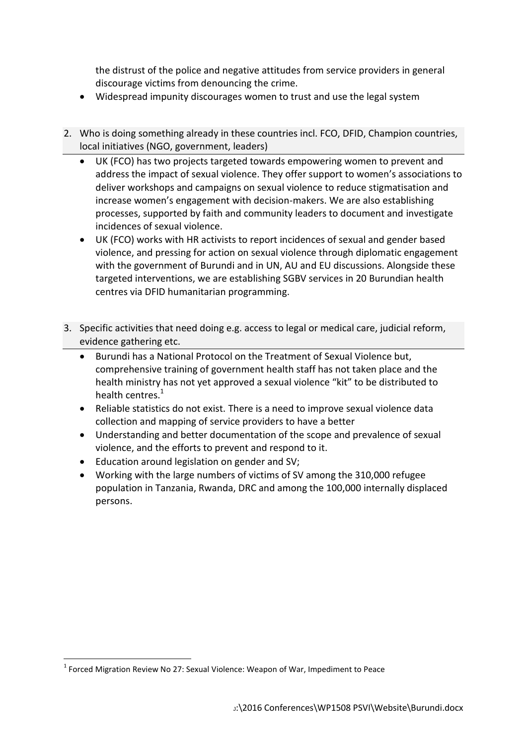the distrust of the police and negative attitudes from service providers in general discourage victims from denouncing the crime.

- Widespread impunity discourages women to trust and use the legal system

2. Who is doing something already in these countries incl. FCO, DFID, Champion countries, local initiatives (NGO, government, leaders)

   - UK (FCO) has two projects targeted towards empowering women to prevent and address the impact of sexual violence. They offer support to women's associations to deliver workshops and campaigns on sexual violence to reduce stigmatisation and increase women's engagement with decision-makers. We are also establishing processes, supported by faith and community leaders to document and investigate incidences of sexual violence.
   - UK (FCO) works with HR activists to report incidences of sexual and gender based violence, and pressing for action on sexual violence through diplomatic engagement with the government of Burundi and in UN, AU and EU discussions. Alongside these targeted interventions, we are establishing SGBV services in 20 Burundian health centres via DFID humanitarian programming.

3. Specific activities that need doing e.g. access to legal or medical care, judicial reform, evidence gathering etc.

   - Burundi has a National Protocol on the Treatment of Sexual Violence but, comprehensive training of government health staff has not taken place and the health ministry has not yet approved a sexual violence "kit" to be distributed to health centres.[1]
   - Reliable statistics do not exist. There is a need to improve sexual violence data collection and mapping of service providers to have a better
   - Understanding and better documentation of the scope and prevalence of sexual violence, and the efforts to prevent and respond to it.
   - Education around legislation on gender and SV;
   - Working with the large numbers of victims of SV among the 310,000 refugee population in Tanzania, Rwanda, DRC and among the 100,000 internally displaced persons.

[1] Forced Migration Review No 27: Sexual Violence: Weapon of War, Impediment to Peace